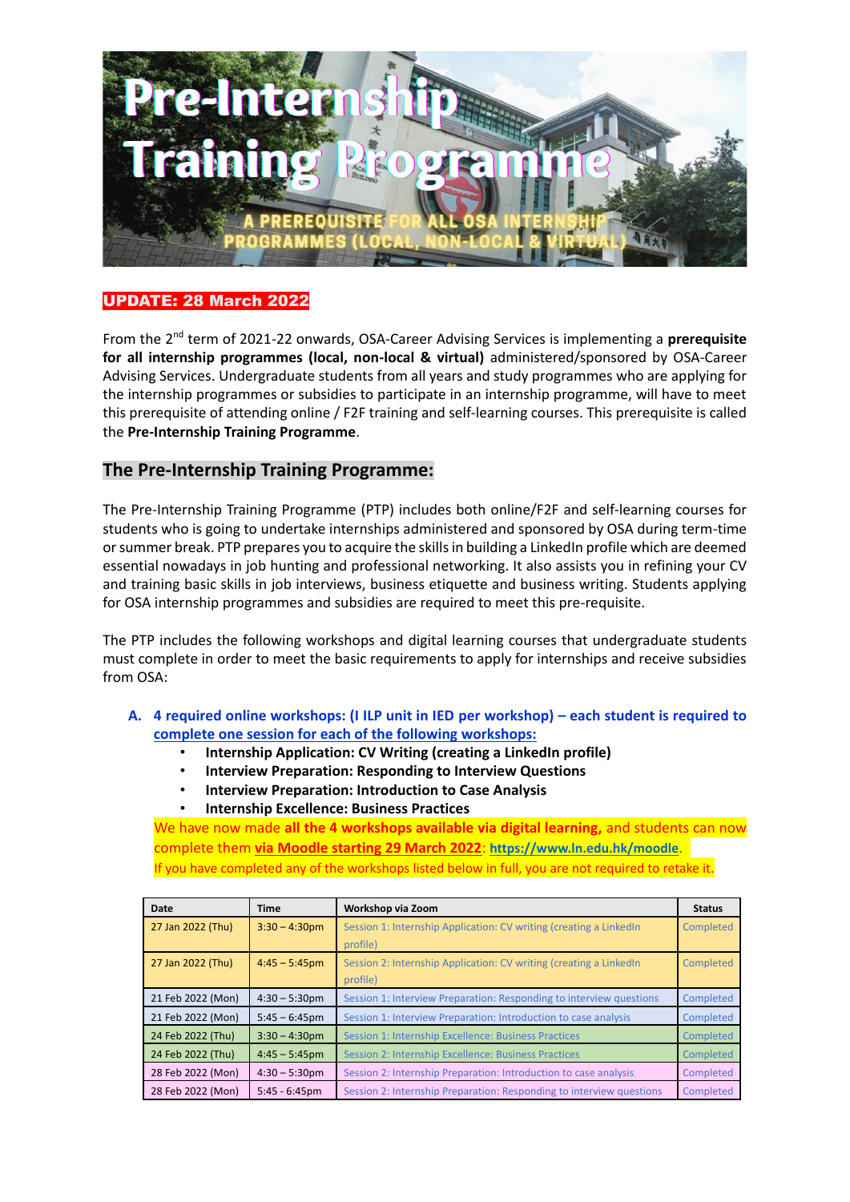# Pre-Internship Training Programme

A PREREQUISITE FOR ALL OSA INTERNSHIP PROGRAMMES (LOCAL, NON-LOCAL & VIRTUAL)

**UPDATE: 28 March 2022**

From the 2nd term of 2021-22 onwards, OSA-Career Advising Services is implementing a **prerequisite for all internship programmes (local, non-local & virtual)** administered/sponsored by OSA-Career Advising Services. Undergraduate students from all years and study programmes who are applying for the internship programmes or subsidies to participate in an internship programme, will have to meet this prerequisite of attending online / F2F training and self-learning courses. This prerequisite is called the **Pre-Internship Training Programme**.

## The Pre-Internship Training Programme:

The Pre-Internship Training Programme (PTP) includes both online/F2F and self-learning courses for students who is going to undertake internships administered and sponsored by OSA during term-time or summer break. PTP prepares you to acquire the skills in building a LinkedIn profile which are deemed essential nowadays in job hunting and professional networking. It also assists you in refining your CV and training basic skills in job interviews, business etiquette and business writing. Students applying for OSA internship programmes and subsidies are required to meet this pre-requisite.

The PTP includes the following workshops and digital learning courses that undergraduate students must complete in order to meet the basic requirements to apply for internships and receive subsidies from OSA:

A. **4 required online workshops: (I ILP unit in IED per workshop) – each student is required to complete one session for each of the following workshops:**
   - **Internship Application: CV Writing (creating a LinkedIn profile)**
   - **Interview Preparation: Responding to Interview Questions**
   - **Interview Preparation: Introduction to Case Analysis**
   - **Internship Excellence: Business Practices**

   We have now made **all the 4 workshops available via digital learning,** and students can now complete them **via Moodle starting 29 March 2022**: **https://www.ln.edu.hk/moodle**.
   If you have completed any of the workshops listed below in full, you are not required to retake it.

| Date | Time | Workshop via Zoom | Status |
|---|---|---|---|
| 27 Jan 2022 (Thu) | 3:30 – 4:30pm | Session 1: Internship Application: CV writing (creating a LinkedIn profile) | Completed |
| 27 Jan 2022 (Thu) | 4:45 – 5:45pm | Session 2: Internship Application: CV writing (creating a LinkedIn profile) | Completed |
| 21 Feb 2022 (Mon) | 4:30 – 5:30pm | Session 1: Interview Preparation: Responding to interview questions | Completed |
| 21 Feb 2022 (Mon) | 5:45 – 6:45pm | Session 1: Interview Preparation: Introduction to case analysis | Completed |
| 24 Feb 2022 (Thu) | 3:30 – 4:30pm | Session 1: Internship Excellence: Business Practices | Completed |
| 24 Feb 2022 (Thu) | 4:45 – 5:45pm | Session 2: Internship Excellence: Business Practices | Completed |
| 28 Feb 2022 (Mon) | 4:30 – 5:30pm | Session 2: Internship Preparation: Introduction to case analysis | Completed |
| 28 Feb 2022 (Mon) | 5:45 - 6:45pm | Session 2: Internship Preparation: Responding to interview questions | Completed |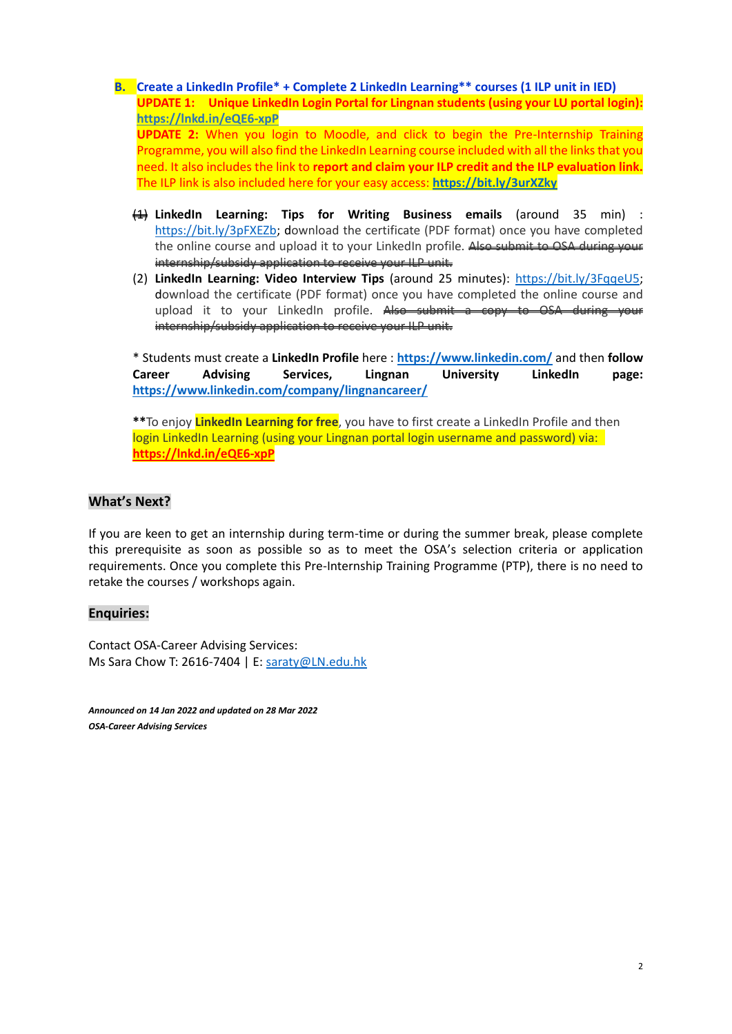**B. Create a LinkedIn Profile\* + Complete 2 LinkedIn Learning\*\* courses (1 ILP unit in IED)**

**UPDATE 1: Unique LinkedIn Login Portal for Lingnan students (using your LU portal login): https://lnkd.in/eQE6-xpP**

**UPDATE 2:** When you login to Moodle, and click to begin the Pre-Internship Training Programme, you will also find the LinkedIn Learning course included with all the links that you need. It also includes the link to **report and claim your ILP credit and the ILP evaluation link.** The ILP link is also included here for your easy access: **https://bit.ly/3urXZky**

1. ~~(1)~~ **LinkedIn Learning: Tips for Writing Business emails** (around 35 min) : https://bit.ly/3pFXEZb; download the certificate (PDF format) once you have completed the online course and upload it to your LinkedIn profile. ~~Also submit to OSA during your internship/subsidy application to receive your ILP unit.~~
2. **LinkedIn Learning: Video Interview Tips** (around 25 minutes): https://bit.ly/3FqqeU5; download the certificate (PDF format) once you have completed the online course and upload it to your LinkedIn profile. ~~Also submit a copy to OSA during your internship/subsidy application to receive your ILP unit.~~

\* Students must create a **LinkedIn Profile** here : **https://www.linkedin.com/** and then **follow Career Advising Services, Lingnan University LinkedIn page: https://www.linkedin.com/company/lingnancareer/**

**\*\***To enjoy **LinkedIn Learning for free**, you have to first create a LinkedIn Profile and then login LinkedIn Learning (using your Lingnan portal login username and password) via: **https://lnkd.in/eQE6-xpP**

## What's Next?

If you are keen to get an internship during term-time or during the summer break, please complete this prerequisite as soon as possible so as to meet the OSA's selection criteria or application requirements. Once you complete this Pre-Internship Training Programme (PTP), there is no need to retake the courses / workshops again.

## Enquiries:

Contact OSA-Career Advising Services:
Ms Sara Chow T: 2616-7404 | E: saraty@LN.edu.hk

***Announced on 14 Jan 2022 and updated on 28 Mar 2022***
***OSA-Career Advising Services***